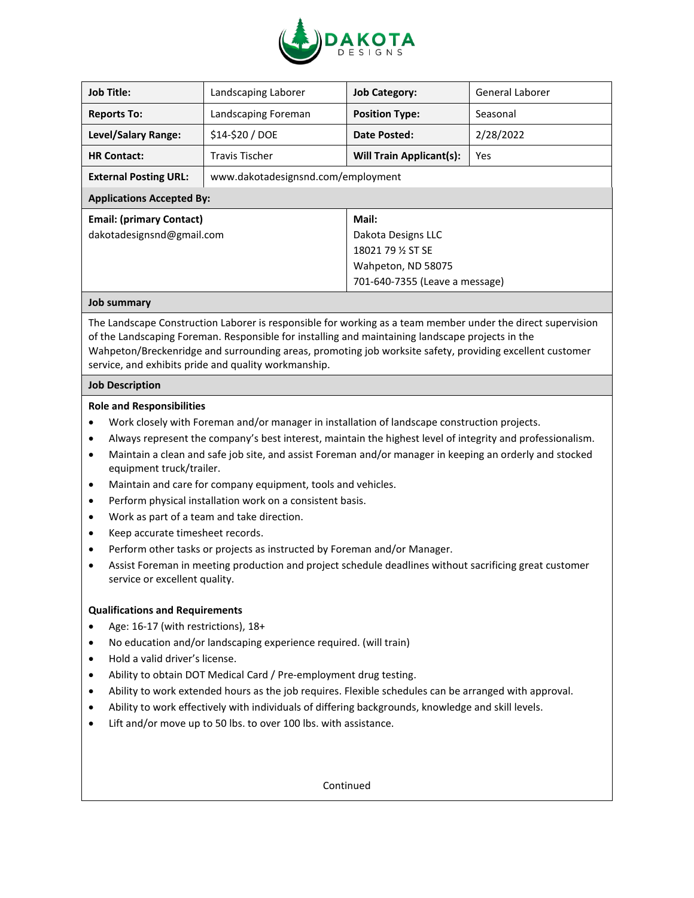DAKOTA DESIGNS

| Job Title: | Landscaping Laborer | Job Category: | General Laborer |
|---|---|---|---|
| Reports To: | Landscaping Foreman | Position Type: | Seasonal |
| Level/Salary Range: | $14-$20 / DOE | Date Posted: | 2/28/2022 |
| HR Contact: | Travis Tischer | Will Train Applicant(s): | Yes |
| External Posting URL: | www.dakotadesignsnd.com/employment | | |

**Applications Accepted By:**

| Email: (primary Contact) | Mail: |
|---|---|
| dakotadesignsnd@gmail.com | Dakota Designs LLC<br>18021 79 ½ ST SE<br>Wahpeton, ND 58075<br>701-640-7355 (Leave a message) |

## Job summary

The Landscape Construction Laborer is responsible for working as a team member under the direct supervision of the Landscaping Foreman. Responsible for installing and maintaining landscape projects in the Wahpeton/Breckenridge and surrounding areas, promoting job worksite safety, providing excellent customer service, and exhibits pride and quality workmanship.

## Job Description

### Role and Responsibilities

- Work closely with Foreman and/or manager in installation of landscape construction projects.
- Always represent the company's best interest, maintain the highest level of integrity and professionalism.
- Maintain a clean and safe job site, and assist Foreman and/or manager in keeping an orderly and stocked equipment truck/trailer.
- Maintain and care for company equipment, tools and vehicles.
- Perform physical installation work on a consistent basis.
- Work as part of a team and take direction.
- Keep accurate timesheet records.
- Perform other tasks or projects as instructed by Foreman and/or Manager.
- Assist Foreman in meeting production and project schedule deadlines without sacrificing great customer service or excellent quality.

### Qualifications and Requirements

- Age: 16-17 (with restrictions), 18+
- No education and/or landscaping experience required. (will train)
- Hold a valid driver's license.
- Ability to obtain DOT Medical Card / Pre-employment drug testing.
- Ability to work extended hours as the job requires. Flexible schedules can be arranged with approval.
- Ability to work effectively with individuals of differing backgrounds, knowledge and skill levels.
- Lift and/or move up to 50 lbs. to over 100 lbs. with assistance.

Continued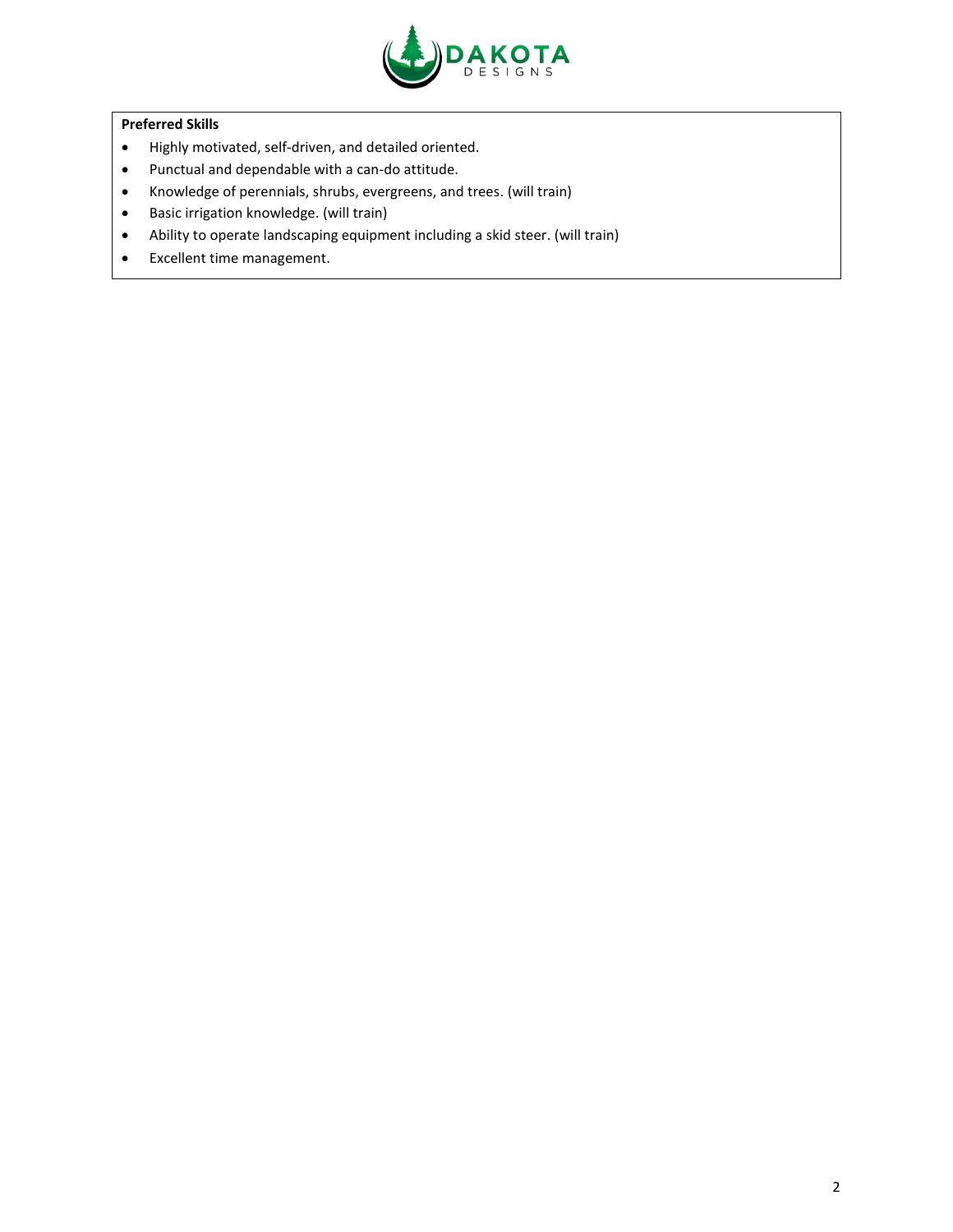**Preferred Skills**

- Highly motivated, self-driven, and detailed oriented.
- Punctual and dependable with a can-do attitude.
- Knowledge of perennials, shrubs, evergreens, and trees. (will train)
- Basic irrigation knowledge. (will train)
- Ability to operate landscaping equipment including a skid steer. (will train)
- Excellent time management.